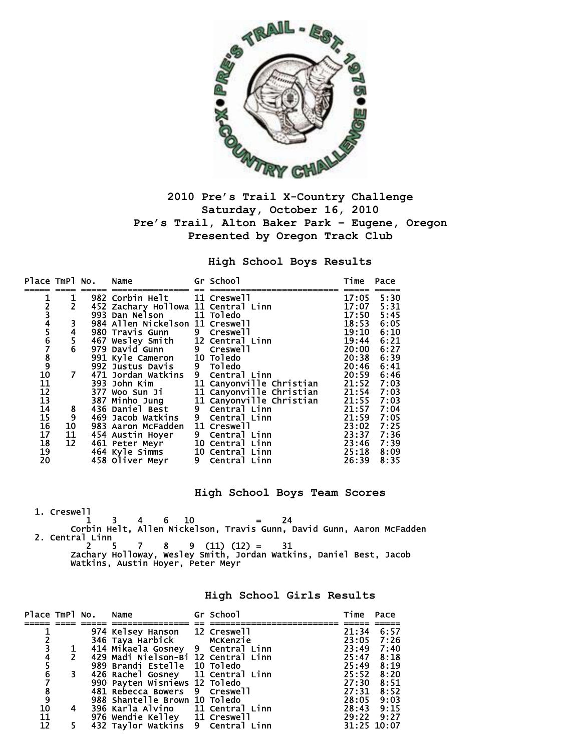# 2010 Pre's Trail X-Country Challenge

**Saturday, October 16, 2010**

**Pre's Trail, Alton Baker Park – Eugene, Oregon**

**Presented by Oregon Track Club**

## High School Boys Results

| Place | TmPl | No. | Name | Gr | School | Time | Pace |
|---|---|---|---|---|---|---|---|
| 1 | 1 | 982 | Corbin Helt | 11 | Creswell | 17:05 | 5:30 |
| 2 | 2 | 452 | Zachary Hollowa | 11 | Central Linn | 17:07 | 5:31 |
| 3 | | 993 | Dan Nelson | 11 | Toledo | 17:50 | 5:45 |
| 4 | 3 | 984 | Allen Nickelson | 11 | Creswell | 18:53 | 6:05 |
| 5 | 4 | 980 | Travis Gunn | 9 | Creswell | 19:10 | 6:10 |
| 6 | 5 | 467 | Wesley Smith | 12 | Central Linn | 19:44 | 6:21 |
| 7 | 6 | 979 | David Gunn | 9 | Creswell | 20:00 | 6:27 |
| 8 | | 991 | Kyle Cameron | 10 | Toledo | 20:38 | 6:39 |
| 9 | | 992 | Justus Davis | 9 | Toledo | 20:46 | 6:41 |
| 10 | 7 | 471 | Jordan Watkins | 9 | Central Linn | 20:59 | 6:46 |
| 11 | | 393 | John Kim | 11 | Canyonville Christian | 21:52 | 7:03 |
| 12 | | 377 | Woo Sun Ji | 11 | Canyonville Christian | 21:54 | 7:03 |
| 13 | | 387 | Minho Jung | 11 | Canyonville Christian | 21:55 | 7:03 |
| 14 | 8 | 436 | Daniel Best | 9 | Central Linn | 21:57 | 7:04 |
| 15 | 9 | 469 | Jacob Watkins | 9 | Central Linn | 21:59 | 7:05 |
| 16 | 10 | 983 | Aaron McFadden | 11 | Creswell | 23:02 | 7:25 |
| 17 | 11 | 454 | Austin Hoyer | 9 | Central Linn | 23:37 | 7:36 |
| 18 | 12 | 461 | Peter Meyr | 10 | Central Linn | 23:46 | 7:39 |
| 19 | | 464 | Kyle Simms | 10 | Central Linn | 25:18 | 8:09 |
| 20 | | 458 | Oliver Meyr | 9 | Central Linn | 26:39 | 8:35 |

## High School Boys Team Scores

1. Creswell
   1 3 4 6 10 = 24
   Corbin Helt, Allen Nickelson, Travis Gunn, David Gunn, Aaron McFadden
2. Central Linn
   2 5 7 8 9 (11) (12) = 31
   Zachary Holloway, Wesley Smith, Jordan Watkins, Daniel Best, Jacob Watkins, Austin Hoyer, Peter Meyr

## High School Girls Results

| Place | TmPl | No. | Name | Gr | School | Time | Pace |
|---|---|---|---|---|---|---|---|
| 1 | | 974 | Kelsey Hanson | 12 | Creswell | 21:34 | 6:57 |
| 2 | | 346 | Taya Harbick | | McKenzie | 23:05 | 7:26 |
| 3 | 1 | 414 | Mikaela Gosney | 9 | Central Linn | 23:49 | 7:40 |
| 4 | 2 | 429 | Madi Nielson-Bi | 12 | Central Linn | 25:47 | 8:18 |
| 5 | | 989 | Brandi Estelle | 10 | Toledo | 25:49 | 8:19 |
| 6 | 3 | 426 | Rachel Gosney | 11 | Central Linn | 25:52 | 8:20 |
| 7 | | 990 | Payten Wisniews | 12 | Toledo | 27:30 | 8:51 |
| 8 | | 481 | Rebecca Bowers | 9 | Creswell | 27:31 | 8:52 |
| 9 | | 988 | Shantelle Brown | 10 | Toledo | 28:05 | 9:03 |
| 10 | 4 | 396 | Karla Alvino | 11 | Central Linn | 28:43 | 9:15 |
| 11 | | 976 | Wendie Kelley | 11 | Creswell | 29:22 | 9:27 |
| 12 | 5 | 432 | Taylor Watkins | 9 | Central Linn | 31:25 | 10:07 |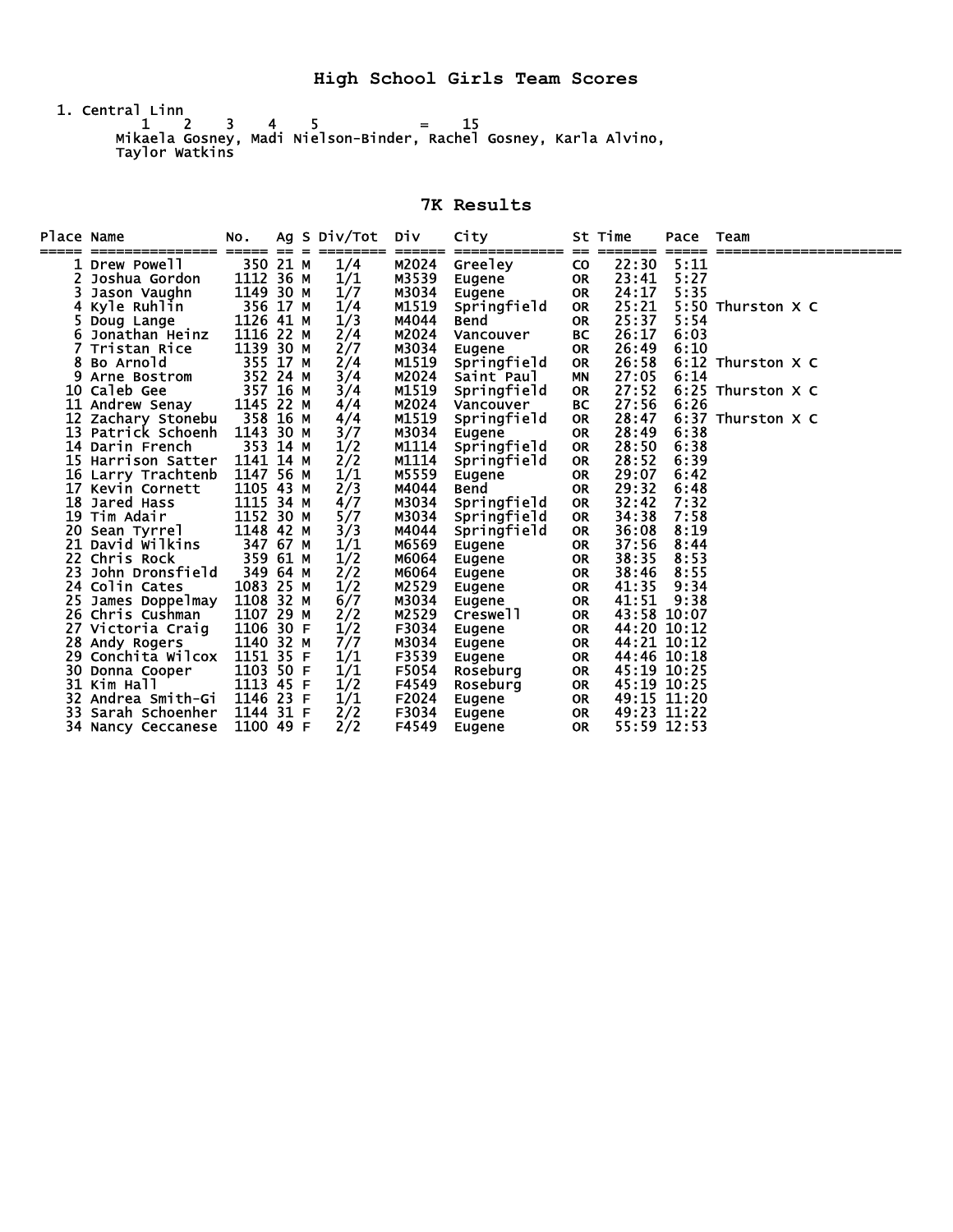## High School Girls Team Scores

1. Central Linn

```
       1    2    3    4    5              =    15
     Mikaela Gosney, Madi Nielson-Binder, Rachel Gosney, Karla Alvino,
     Taylor Watkins
```

## 7K Results

| Place | Name | No. | Ag | S | Div/Tot | Div | City | St | Time | Pace | Team |
|---|---|---|---|---|---|---|---|---|---|---|---|
| 1 | Drew Powell | 350 | 21 | M | 1/4 | M2024 | Greeley | CO | 22:30 | 5:11 | |
| 2 | Joshua Gordon | 1112 | 36 | M | 1/1 | M3539 | Eugene | OR | 23:41 | 5:27 | |
| 3 | Jason Vaughn | 1149 | 30 | M | 1/7 | M3034 | Eugene | OR | 24:17 | 5:35 | |
| 4 | Kyle Ruhlin | 356 | 17 | M | 1/4 | M1519 | Springfield | OR | 25:21 | 5:50 | Thurston X C |
| 5 | Doug Lange | 1126 | 41 | M | 1/3 | M4044 | Bend | OR | 25:37 | 5:54 | |
| 6 | Jonathan Heinz | 1116 | 22 | M | 2/4 | M2024 | Vancouver | BC | 26:17 | 6:03 | |
| 7 | Tristan Rice | 1139 | 30 | M | 2/7 | M3034 | Eugene | OR | 26:49 | 6:10 | |
| 8 | Bo Arnold | 355 | 17 | M | 2/4 | M1519 | Springfield | OR | 26:58 | 6:12 | Thurston X C |
| 9 | Arne Bostrom | 352 | 24 | M | 3/4 | M2024 | Saint Paul | MN | 27:05 | 6:14 | |
| 10 | Caleb Gee | 357 | 16 | M | 3/4 | M1519 | Springfield | OR | 27:52 | 6:25 | Thurston X C |
| 11 | Andrew Senay | 1145 | 22 | M | 4/4 | M2024 | Vancouver | BC | 27:56 | 6:26 | |
| 12 | Zachary Stonebu | 358 | 16 | M | 4/4 | M1519 | Springfield | OR | 28:47 | 6:37 | Thurston X C |
| 13 | Patrick Schoenh | 1143 | 30 | M | 3/7 | M3034 | Eugene | OR | 28:49 | 6:38 | |
| 14 | Darin French | 353 | 14 | M | 1/2 | M1114 | Springfield | OR | 28:50 | 6:38 | |
| 15 | Harrison Satter | 1141 | 14 | M | 2/2 | M1114 | Springfield | OR | 28:52 | 6:39 | |
| 16 | Larry Trachtenb | 1147 | 56 | M | 1/1 | M5559 | Eugene | OR | 29:07 | 6:42 | |
| 17 | Kevin Cornett | 1105 | 43 | M | 2/3 | M4044 | Bend | OR | 29:32 | 6:48 | |
| 18 | Jared Hass | 1115 | 34 | M | 4/7 | M3034 | Springfield | OR | 32:42 | 7:32 | |
| 19 | Tim Adair | 1152 | 30 | M | 5/7 | M3034 | Springfield | OR | 34:38 | 7:58 | |
| 20 | Sean Tyrrel | 1148 | 42 | M | 3/3 | M4044 | Springfield | OR | 36:08 | 8:19 | |
| 21 | David Wilkins | 347 | 67 | M | 1/1 | M6569 | Eugene | OR | 37:56 | 8:44 | |
| 22 | Chris Rock | 359 | 61 | M | 1/2 | M6064 | Eugene | OR | 38:35 | 8:53 | |
| 23 | John Dronsfield | 349 | 64 | M | 2/2 | M6064 | Eugene | OR | 38:46 | 8:55 | |
| 24 | Colin Cates | 1083 | 25 | M | 1/2 | M2529 | Eugene | OR | 41:35 | 9:34 | |
| 25 | James Doppelmay | 1108 | 32 | M | 6/7 | M3034 | Eugene | OR | 41:51 | 9:38 | |
| 26 | Chris Cushman | 1107 | 29 | M | 2/2 | M2529 | Creswell | OR | 43:58 | 10:07 | |
| 27 | Victoria Craig | 1106 | 30 | F | 1/2 | F3034 | Eugene | OR | 44:20 | 10:12 | |
| 28 | Andy Rogers | 1140 | 32 | M | 7/7 | M3034 | Eugene | OR | 44:21 | 10:12 | |
| 29 | Conchita Wilcox | 1151 | 35 | F | 1/1 | F3539 | Eugene | OR | 44:46 | 10:18 | |
| 30 | Donna Cooper | 1103 | 50 | F | 1/1 | F5054 | Roseburg | OR | 45:19 | 10:25 | |
| 31 | Kim Hall | 1113 | 45 | F | 1/2 | F4549 | Roseburg | OR | 45:19 | 10:25 | |
| 32 | Andrea Smith-Gi | 1146 | 23 | F | 1/1 | F2024 | Eugene | OR | 49:15 | 11:20 | |
| 33 | Sarah Schoenher | 1144 | 31 | F | 2/2 | F3034 | Eugene | OR | 49:23 | 11:22 | |
| 34 | Nancy Ceccanese | 1100 | 49 | F | 2/2 | F4549 | Eugene | OR | 55:59 | 12:53 | |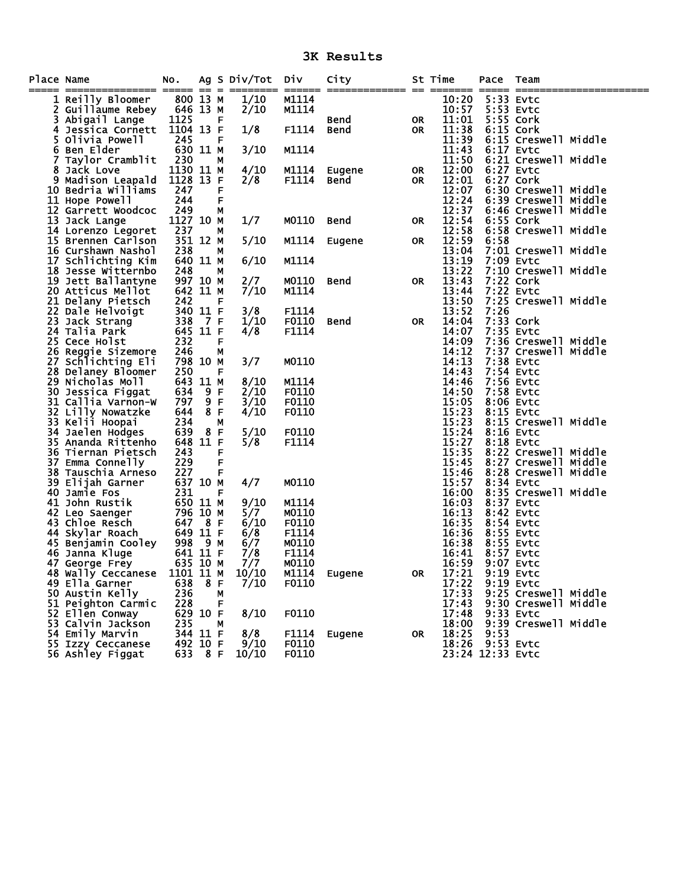# 3K Results

| Place | Name | No. | Ag | S | Div/Tot | Div | City | St | Time | Pace | Team |
|---|---|---|---|---|---|---|---|---|---|---|---|
| 1 | Reilly Bloomer | 800 | 13 | M | 1/10 | M1114 | | | 10:20 | 5:33 | Evtc |
| 2 | Guillaume Rebey | 646 | 13 | M | 2/10 | M1114 | | | 10:57 | 5:53 | Evtc |
| 3 | Abigail Lange | 1125 | | F | | | Bend | OR | 11:01 | 5:55 | Cork |
| 4 | Jessica Cornett | 1104 | 13 | F | 1/8 | F1114 | Bend | OR | 11:38 | 6:15 | Cork |
| 5 | Olivia Powell | 245 | | F | | | | | 11:39 | 6:15 | Creswell Middle |
| 6 | Ben Elder | 630 | 11 | M | 3/10 | M1114 | | | 11:43 | 6:17 | Evtc |
| 7 | Taylor Cramblit | 230 | | M | | | | | 11:50 | 6:21 | Creswell Middle |
| 8 | Jack Love | 1130 | 11 | M | 4/10 | M1114 | Eugene | OR | 12:00 | 6:27 | Evtc |
| 9 | Madison Leapald | 1128 | 13 | F | 2/8 | F1114 | Bend | OR | 12:01 | 6:27 | Cork |
| 10 | Bedria Williams | 247 | | F | | | | | 12:07 | 6:30 | Creswell Middle |
| 11 | Hope Powell | 244 | | F | | | | | 12:24 | 6:39 | Creswell Middle |
| 12 | Garrett Woodcoc | 249 | | M | | | | | 12:37 | 6:46 | Creswell Middle |
| 13 | Jack Lange | 1127 | 10 | M | 1/7 | M0110 | Bend | OR | 12:54 | 6:55 | Cork |
| 14 | Lorenzo Legoret | 237 | | M | | | | | 12:58 | 6:58 | Creswell Middle |
| 15 | Brennen Carlson | 351 | 12 | M | 5/10 | M1114 | Eugene | OR | 12:59 | 6:58 | |
| 16 | Curshawn Nashol | 238 | | M | | | | | 13:04 | 7:01 | Creswell Middle |
| 17 | Schlichting Kim | 640 | 11 | M | 6/10 | M1114 | | | 13:19 | 7:09 | Evtc |
| 18 | Jesse Witternbo | 248 | | M | | | | | 13:22 | 7:10 | Creswell Middle |
| 19 | Jett Ballantyne | 997 | 10 | M | 2/7 | M0110 | Bend | OR | 13:43 | 7:22 | Cork |
| 20 | Atticus Mellot | 642 | 11 | M | 7/10 | M1114 | | | 13:44 | 7:22 | Evtc |
| 21 | Delany Pietsch | 242 | | F | | | | | 13:50 | 7:25 | Creswell Middle |
| 22 | Dale Helvoigt | 340 | 11 | F | 3/8 | F1114 | | | 13:52 | 7:26 | |
| 23 | Jack Strang | 338 | 7 | F | 1/10 | F0110 | Bend | OR | 14:04 | 7:33 | Cork |
| 24 | Talia Park | 645 | 11 | F | 4/8 | F1114 | | | 14:07 | 7:35 | Evtc |
| 25 | Cece Holst | 232 | | F | | | | | 14:09 | 7:36 | Creswell Middle |
| 26 | Reggie Sizemore | 246 | | M | | | | | 14:12 | 7:37 | Creswell Middle |
| 27 | Schlichting Eli | 798 | 10 | M | 3/7 | M0110 | | | 14:13 | 7:38 | Evtc |
| 28 | Delaney Bloomer | 250 | | F | | | | | 14:43 | 7:54 | Evtc |
| 29 | Nicholas Moll | 643 | 11 | M | 8/10 | M1114 | | | 14:46 | 7:56 | Evtc |
| 30 | Jessica Figgat | 634 | 9 | F | 2/10 | F0110 | | | 14:50 | 7:58 | Evtc |
| 31 | Callia Varnon-W | 797 | 9 | F | 3/10 | F0110 | | | 15:05 | 8:06 | Evtc |
| 32 | Lilly Nowatzke | 644 | 8 | F | 4/10 | F0110 | | | 15:23 | 8:15 | Evtc |
| 33 | Kelii Hoopai | 234 | | M | | | | | 15:23 | 8:15 | Creswell Middle |
| 34 | Jaelen Hodges | 639 | 8 | F | 5/10 | F0110 | | | 15:24 | 8:16 | Evtc |
| 35 | Ananda Rittenho | 648 | 11 | F | 5/8 | F1114 | | | 15:27 | 8:18 | Evtc |
| 36 | Tiernan Pietsch | 243 | | F | | | | | 15:35 | 8:22 | Creswell Middle |
| 37 | Emma Connelly | 229 | | F | | | | | 15:45 | 8:27 | Creswell Middle |
| 38 | Tauschia Arneso | 227 | | F | | | | | 15:46 | 8:28 | Creswell Middle |
| 39 | Elijah Garner | 637 | 10 | M | 4/7 | M0110 | | | 15:57 | 8:34 | Evtc |
| 40 | Jamie Fos | 231 | | F | | | | | 16:00 | 8:35 | Creswell Middle |
| 41 | John Rustik | 650 | 11 | M | 9/10 | M1114 | | | 16:03 | 8:37 | Evtc |
| 42 | Leo Saenger | 796 | 10 | M | 5/7 | M0110 | | | 16:13 | 8:42 | Evtc |
| 43 | Chloe Resch | 647 | 8 | F | 6/10 | F0110 | | | 16:35 | 8:54 | Evtc |
| 44 | Skylar Roach | 649 | 11 | F | 6/8 | F1114 | | | 16:36 | 8:55 | Evtc |
| 45 | Benjamin Cooley | 998 | 9 | M | 6/7 | M0110 | | | 16:38 | 8:55 | Evtc |
| 46 | Janna Kluge | 641 | 11 | F | 7/8 | F1114 | | | 16:41 | 8:57 | Evtc |
| 47 | George Frey | 635 | 10 | M | 7/7 | M0110 | | | 16:59 | 9:07 | Evtc |
| 48 | Wally Ceccanese | 1101 | 11 | M | 10/10 | M1114 | Eugene | OR | 17:21 | 9:19 | Evtc |
| 49 | Ella Garner | 638 | 8 | F | 7/10 | F0110 | | | 17:22 | 9:19 | Evtc |
| 50 | Austin Kelly | 236 | | M | | | | | 17:33 | 9:25 | Creswell Middle |
| 51 | Peighton Carmic | 228 | | F | | | | | 17:43 | 9:30 | Creswell Middle |
| 52 | Ellen Conway | 629 | 10 | F | 8/10 | F0110 | | | 17:48 | 9:33 | Evtc |
| 53 | Calvin Jackson | 235 | | M | | | | | 18:00 | 9:39 | Creswell Middle |
| 54 | Emily Marvin | 344 | 11 | F | 8/8 | F1114 | Eugene | OR | 18:25 | 9:53 | |
| 55 | Izzy Ceccanese | 492 | 10 | F | 9/10 | F0110 | | | 18:26 | 9:53 | Evtc |
| 56 | Ashley Figgat | 633 | 8 | F | 10/10 | F0110 | | | 23:24 | 12:33 | Evtc |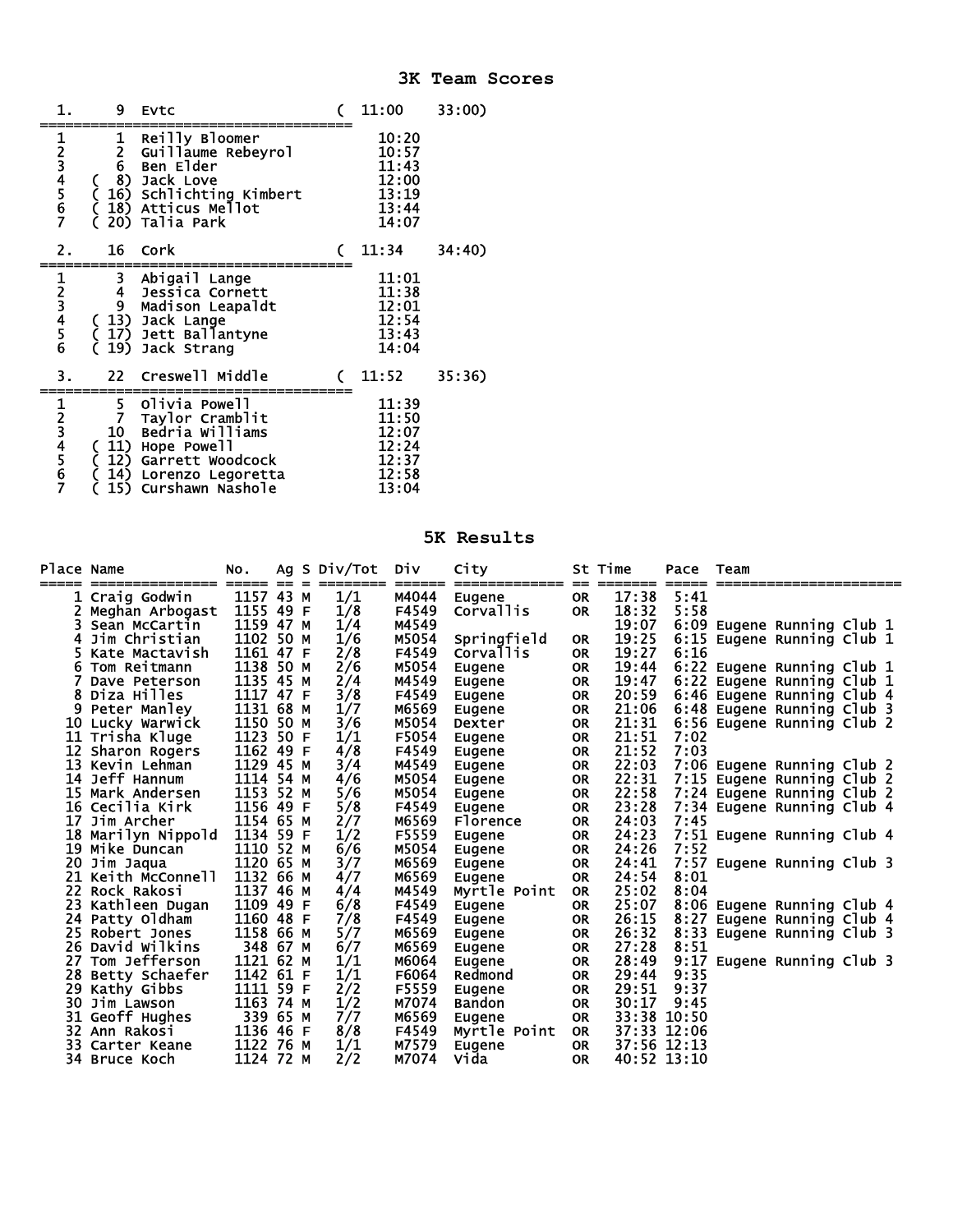## 3K Team Scores

| | | | | |
|---|---|---|---|---|
| 1. | 9 | Evtc | ( 11:00 | 33:00) |
| 1 | 1 | Reilly Bloomer | 10:20 | |
| 2 | 2 | Guillaume Rebeyrol | 10:57 | |
| 3 | 6 | Ben Elder | 11:43 | |
| 4 | ( 8) | Jack Love | 12:00 | |
| 5 | ( 16) | Schlichting Kimbert | 13:19 | |
| 6 | ( 18) | Atticus Mellot | 13:44 | |
| 7 | ( 20) | Talia Park | 14:07 | |
| 2. | 16 | Cork | ( 11:34 | 34:40) |
| 1 | 3 | Abigail Lange | 11:01 | |
| 2 | 4 | Jessica Cornett | 11:38 | |
| 3 | 9 | Madison Leapaldt | 12:01 | |
| 4 | ( 13) | Jack Lange | 12:54 | |
| 5 | ( 17) | Jett Ballantyne | 13:43 | |
| 6 | ( 19) | Jack Strang | 14:04 | |
| 3. | 22 | Creswell Middle | ( 11:52 | 35:36) |
| 1 | 5 | Olivia Powell | 11:39 | |
| 2 | 7 | Taylor Cramblit | 11:50 | |
| 3 | 10 | Bedria Williams | 12:07 | |
| 4 | ( 11) | Hope Powell | 12:24 | |
| 5 | ( 12) | Garrett Woodcock | 12:37 | |
| 6 | ( 14) | Lorenzo Legoretta | 12:58 | |
| 7 | ( 15) | Curshawn Nashole | 13:04 | |

## 5K Results

| Place | Name | No. | Ag | S | Div/Tot | Div | City | St | Time | Pace | Team |
|---|---|---|---|---|---|---|---|---|---|---|---|
| 1 | Craig Godwin | 1157 | 43 | M | 1/1 | M4044 | Eugene | OR | 17:38 | 5:41 | |
| 2 | Meghan Arbogast | 1155 | 49 | F | 1/8 | F4549 | Corvallis | OR | 18:32 | 5:58 | |
| 3 | Sean McCartin | 1159 | 47 | M | 1/4 | M4549 | | | 19:07 | 6:09 | Eugene Running Club 1 |
| 4 | Jim Christian | 1102 | 50 | M | 1/6 | M5054 | Springfield | OR | 19:25 | 6:15 | Eugene Running Club 1 |
| 5 | Kate Mactavish | 1161 | 47 | F | 2/8 | F4549 | Corvallis | OR | 19:27 | 6:16 | |
| 6 | Tom Reitmann | 1138 | 50 | M | 2/6 | M5054 | Eugene | OR | 19:44 | 6:22 | Eugene Running Club 1 |
| 7 | Dave Peterson | 1135 | 45 | M | 2/4 | M4549 | Eugene | OR | 19:47 | 6:22 | Eugene Running Club 1 |
| 8 | Diza Hilles | 1117 | 47 | F | 3/8 | F4549 | Eugene | OR | 20:59 | 6:46 | Eugene Running Club 4 |
| 9 | Peter Manley | 1131 | 68 | M | 1/7 | M6569 | Eugene | OR | 21:06 | 6:48 | Eugene Running Club 3 |
| 10 | Lucky Warwick | 1150 | 50 | M | 3/6 | M5054 | Dexter | OR | 21:31 | 6:56 | Eugene Running Club 2 |
| 11 | Trisha Kluge | 1123 | 50 | F | 1/1 | F5054 | Eugene | OR | 21:51 | 7:02 | |
| 12 | Sharon Rogers | 1162 | 49 | F | 4/8 | F4549 | Eugene | OR | 21:52 | 7:03 | |
| 13 | Kevin Lehman | 1129 | 45 | M | 3/4 | M4549 | Eugene | OR | 22:03 | 7:06 | Eugene Running Club 2 |
| 14 | Jeff Hannum | 1114 | 54 | M | 4/6 | M5054 | Eugene | OR | 22:31 | 7:15 | Eugene Running Club 2 |
| 15 | Mark Andersen | 1153 | 52 | M | 5/6 | M5054 | Eugene | OR | 22:58 | 7:24 | Eugene Running Club 2 |
| 16 | Cecilia Kirk | 1156 | 49 | F | 5/8 | F4549 | Eugene | OR | 23:28 | 7:34 | Eugene Running Club 4 |
| 17 | Jim Archer | 1154 | 65 | M | 2/7 | M6569 | Florence | OR | 24:03 | 7:45 | |
| 18 | Marilyn Nippold | 1134 | 59 | F | 1/2 | F5559 | Eugene | OR | 24:23 | 7:51 | Eugene Running Club 4 |
| 19 | Mike Duncan | 1110 | 52 | M | 6/6 | M5054 | Eugene | OR | 24:26 | 7:52 | |
| 20 | Jim Jaqua | 1120 | 65 | M | 3/7 | M6569 | Eugene | OR | 24:41 | 7:57 | Eugene Running Club 3 |
| 21 | Keith McConnell | 1132 | 66 | M | 4/7 | M6569 | Eugene | OR | 24:54 | 8:01 | |
| 22 | Rock Rakosi | 1137 | 46 | M | 4/4 | M4549 | Myrtle Point | OR | 25:02 | 8:04 | |
| 23 | Kathleen Dugan | 1109 | 49 | F | 6/8 | F4549 | Eugene | OR | 25:07 | 8:06 | Eugene Running Club 4 |
| 24 | Patty Oldham | 1160 | 48 | F | 7/8 | F4549 | Eugene | OR | 26:15 | 8:27 | Eugene Running Club 4 |
| 25 | Robert Jones | 1158 | 66 | M | 5/7 | M6569 | Eugene | OR | 26:32 | 8:33 | Eugene Running Club 3 |
| 26 | David Wilkins | 348 | 67 | M | 6/7 | M6569 | Eugene | OR | 27:28 | 8:51 | |
| 27 | Tom Jefferson | 1121 | 62 | M | 1/1 | M6064 | Eugene | OR | 28:49 | 9:17 | Eugene Running Club 3 |
| 28 | Betty Schaefer | 1142 | 61 | F | 1/1 | F6064 | Redmond | OR | 29:44 | 9:35 | |
| 29 | Kathy Gibbs | 1111 | 59 | F | 2/2 | F5559 | Eugene | OR | 29:51 | 9:37 | |
| 30 | Jim Lawson | 1163 | 74 | M | 1/2 | M7074 | Bandon | OR | 30:17 | 9:45 | |
| 31 | Geoff Hughes | 339 | 65 | M | 7/7 | M6569 | Eugene | OR | 33:38 | 10:50 | |
| 32 | Ann Rakosi | 1136 | 46 | F | 8/8 | F4549 | Myrtle Point | OR | 37:33 | 12:06 | |
| 33 | Carter Keane | 1122 | 76 | M | 1/1 | M7579 | Eugene | OR | 37:56 | 12:13 | |
| 34 | Bruce Koch | 1124 | 72 | M | 2/2 | M7074 | Vida | OR | 40:52 | 13:10 | |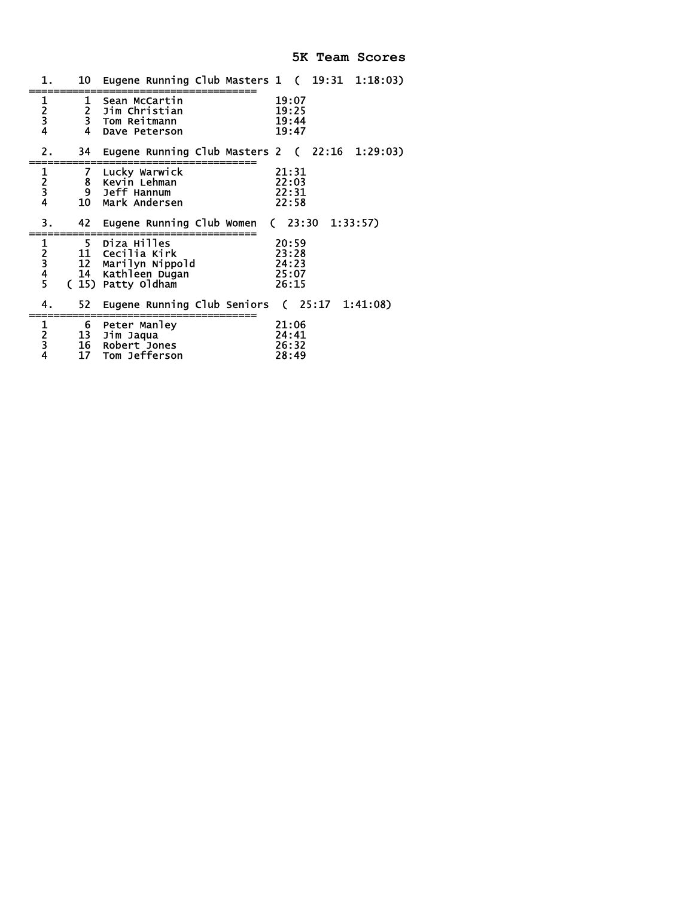## 5K Team Scores

**1. 10 Eugene Running Club Masters 1 ( 19:31 1:18:03)**

| | | | |
|---|---|---|---|
| 1 | 1 | Sean McCartin | 19:07 |
| 2 | 2 | Jim Christian | 19:25 |
| 3 | 3 | Tom Reitmann | 19:44 |
| 4 | 4 | Dave Peterson | 19:47 |

**2. 34 Eugene Running Club Masters 2 ( 22:16 1:29:03)**

| | | | |
|---|---|---|---|
| 1 | 7 | Lucky Warwick | 21:31 |
| 2 | 8 | Kevin Lehman | 22:03 |
| 3 | 9 | Jeff Hannum | 22:31 |
| 4 | 10 | Mark Andersen | 22:58 |

**3. 42 Eugene Running Club Women ( 23:30 1:33:57)**

| | | | |
|---|---|---|---|
| 1 | 5 | Diza Hilles | 20:59 |
| 2 | 11 | Cecilia Kirk | 23:28 |
| 3 | 12 | Marilyn Nippold | 24:23 |
| 4 | 14 | Kathleen Dugan | 25:07 |
| 5 | ( 15) | Patty Oldham | 26:15 |

**4. 52 Eugene Running Club Seniors ( 25:17 1:41:08)**

| | | | |
|---|---|---|---|
| 1 | 6 | Peter Manley | 21:06 |
| 2 | 13 | Jim Jaqua | 24:41 |
| 3 | 16 | Robert Jones | 26:32 |
| 4 | 17 | Tom Jefferson | 28:49 |